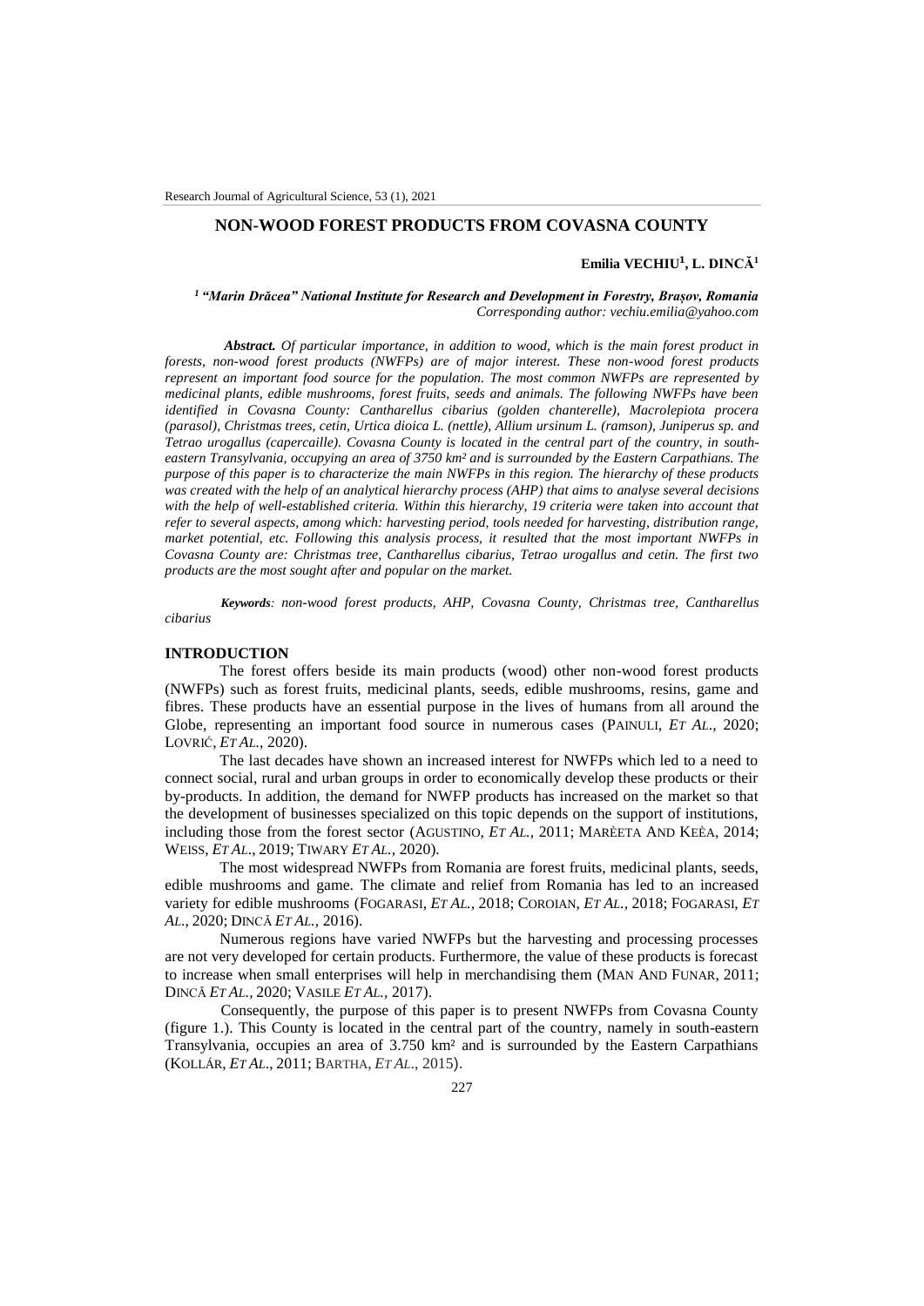# NON-WOOD FOREST PRODUCTS FROM COVASNA COUNTY

**Emilia VECHIU[1], L. DINCĂ[1]**

*[1] "Marin Drăcea" National Institute for Research and Development in Forestry, Brașov, Romania*
*Corresponding author: vechiu.emilia@yahoo.com*

***Abstract.*** *Of particular importance, in addition to wood, which is the main forest product in forests, non-wood forest products (NWFPs) are of major interest. These non-wood forest products represent an important food source for the population. The most common NWFPs are represented by medicinal plants, edible mushrooms, forest fruits, seeds and animals. The following NWFPs have been identified in Covasna County: Cantharellus cibarius (golden chanterelle), Macrolepiota procera (parasol), Christmas trees, cetin, Urtica dioica L. (nettle), Allium ursinum L. (ramson), Juniperus sp. and Tetrao urogallus (capercaille). Covasna County is located in the central part of the country, in south-eastern Transylvania, occupying an area of 3750 km² and is surrounded by the Eastern Carpathians. The purpose of this paper is to characterize the main NWFPs in this region. The hierarchy of these products was created with the help of an analytical hierarchy process (AHP) that aims to analyse several decisions with the help of well-established criteria. Within this hierarchy, 19 criteria were taken into account that refer to several aspects, among which: harvesting period, tools needed for harvesting, distribution range, market potential, etc. Following this analysis process, it resulted that the most important NWFPs in Covasna County are: Christmas tree, Cantharellus cibarius, Tetrao urogallus and cetin. The first two products are the most sought after and popular on the market.*

***Keywords****: non-wood forest products, AHP, Covasna County, Christmas tree, Cantharellus cibarius*

## INTRODUCTION

The forest offers beside its main products (wood) other non-wood forest products (NWFPs) such as forest fruits, medicinal plants, seeds, edible mushrooms, resins, game and fibres. These products have an essential purpose in the lives of humans from all around the Globe, representing an important food source in numerous cases (PAINULI, *ET AL.*, 2020; LOVRIĆ, *ET AL.*, 2020).

The last decades have shown an increased interest for NWFPs which led to a need to connect social, rural and urban groups in order to economically develop these products or their by-products. In addition, the demand for NWFP products has increased on the market so that the development of businesses specialized on this topic depends on the support of institutions, including those from the forest sector (AGUSTINO, *ET AL.*, 2011; MARÈETA AND KEÈA, 2014; WEISS, *ET AL.*, 2019; TIWARY *ET AL.*, 2020).

The most widespread NWFPs from Romania are forest fruits, medicinal plants, seeds, edible mushrooms and game. The climate and relief from Romania has led to an increased variety for edible mushrooms (FOGARASI, *ET AL.*, 2018; COROIAN, *ET AL.*, 2018; FOGARASI, *ET AL.*, 2020; DINCĂ *ET AL.*, 2016).

Numerous regions have varied NWFPs but the harvesting and processing processes are not very developed for certain products. Furthermore, the value of these products is forecast to increase when small enterprises will help in merchandising them (MAN AND FUNAR, 2011; DINCĂ *ET AL.*, 2020; VASILE *ET AL.*, 2017).

Consequently, the purpose of this paper is to present NWFPs from Covasna County (figure 1.). This County is located in the central part of the country, namely in south-eastern Transylvania, occupies an area of 3.750 km² and is surrounded by the Eastern Carpathians (KOLLÁR, *ET AL.*, 2011; BARTHA, *ET AL.*, 2015).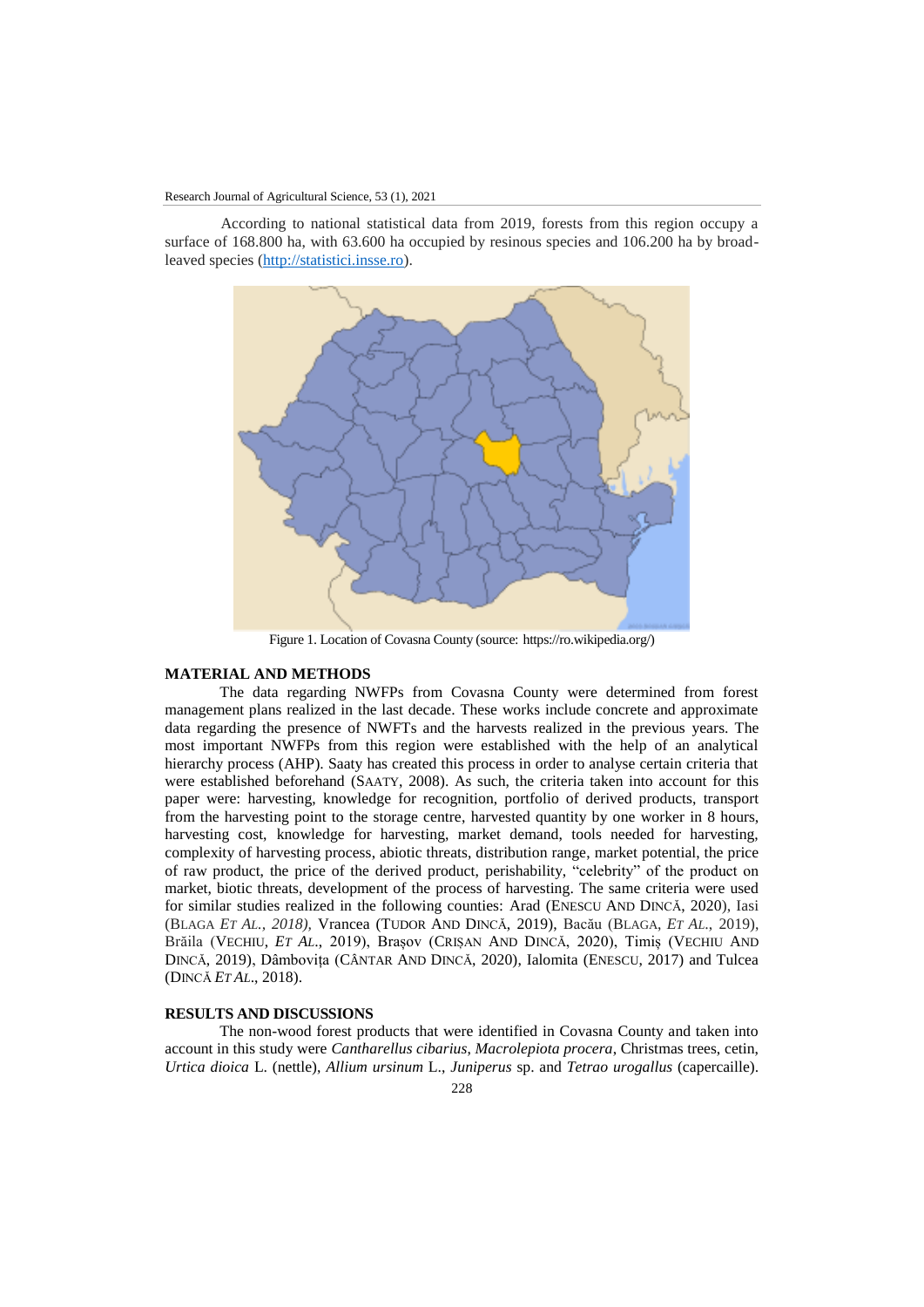According to national statistical data from 2019, forests from this region occupy a surface of 168.800 ha, with 63.600 ha occupied by resinous species and 106.200 ha by broad-leaved species (http://statistici.insse.ro).

Figure 1. Location of Covasna County (source: https://ro.wikipedia.org/)

## MATERIAL AND METHODS

The data regarding NWFPs from Covasna County were determined from forest management plans realized in the last decade. These works include concrete and approximate data regarding the presence of NWFTs and the harvests realized in the previous years. The most important NWFPs from this region were established with the help of an analytical hierarchy process (AHP). Saaty has created this process in order to analyse certain criteria that were established beforehand (SAATY, 2008). As such, the criteria taken into account for this paper were: harvesting, knowledge for recognition, portfolio of derived products, transport from the harvesting point to the storage centre, harvested quantity by one worker in 8 hours, harvesting cost, knowledge for harvesting, market demand, tools needed for harvesting, complexity of harvesting process, abiotic threats, distribution range, market potential, the price of raw product, the price of the derived product, perishability, "celebrity" of the product on market, biotic threats, development of the process of harvesting. The same criteria were used for similar studies realized in the following counties: Arad (ENESCU AND DINCĂ, 2020), Iasi (BLAGA *ET AL., 2018)*, Vrancea (TUDOR AND DINCĂ, 2019), Bacău (BLAGA, *ET AL*., 2019), Brăila (VECHIU, *ET AL*., 2019), Brașov (CRIȘAN AND DINCĂ, 2020), Timiș (VECHIU AND DINCĂ, 2019), Dâmbovița (CÂNTAR AND DINCĂ, 2020), Ialomita (ENESCU, 2017) and Tulcea (DINCĂ *ET AL*., 2018).

## RESULTS AND DISCUSSIONS

The non-wood forest products that were identified in Covasna County and taken into account in this study were *Cantharellus cibarius*, *Macrolepiota procera*, Christmas trees, cetin, *Urtica dioica* L. (nettle), *Allium ursinum* L., *Juniperus* sp. and *Tetrao urogallus* (capercaille).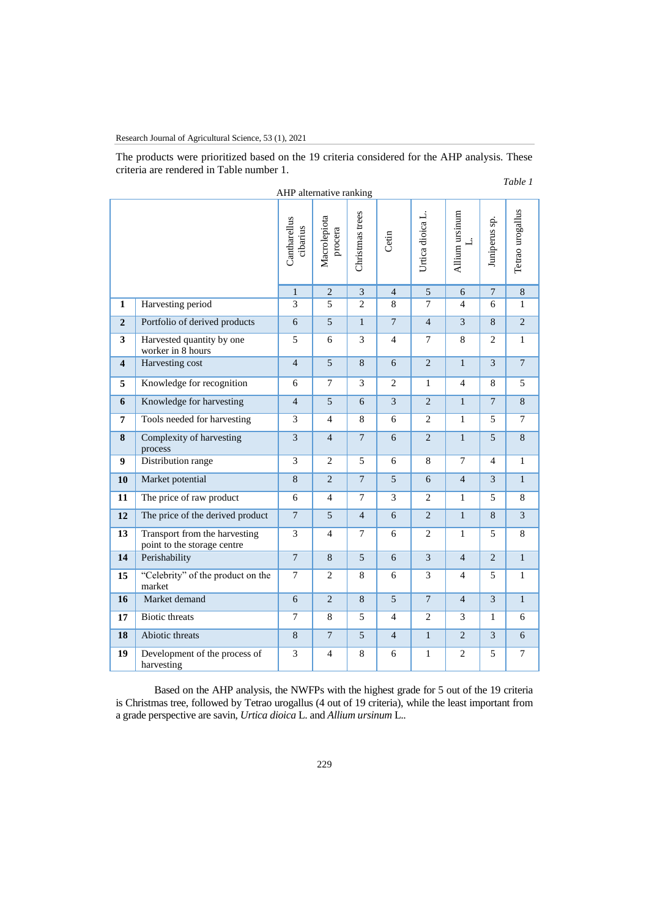The products were prioritized based on the 19 criteria considered for the AHP analysis. These criteria are rendered in Table number 1.

*Table 1*

AHP alternative ranking

| | | Cantharellus cibarius | Macrolepiota procera | Christmas trees | Cetin | Urtica dioica L. | Allium ursinum L. | Juniperus sp. | Tetrao urogallus |
|---|---|---|---|---|---|---|---|---|---|
| | | 1 | 2 | 3 | 4 | 5 | 6 | 7 | 8 |
| **1** | Harvesting period | 3 | 5 | 2 | 8 | 7 | 4 | 6 | 1 |
| **2** | Portfolio of derived products | 6 | 5 | 1 | 7 | 4 | 3 | 8 | 2 |
| **3** | Harvested quantity by one worker in 8 hours | 5 | 6 | 3 | 4 | 7 | 8 | 2 | 1 |
| **4** | Harvesting cost | 4 | 5 | 8 | 6 | 2 | 1 | 3 | 7 |
| **5** | Knowledge for recognition | 6 | 7 | 3 | 2 | 1 | 4 | 8 | 5 |
| **6** | Knowledge for harvesting | 4 | 5 | 6 | 3 | 2 | 1 | 7 | 8 |
| **7** | Tools needed for harvesting | 3 | 4 | 8 | 6 | 2 | 1 | 5 | 7 |
| **8** | Complexity of harvesting process | 3 | 4 | 7 | 6 | 2 | 1 | 5 | 8 |
| **9** | Distribution range | 3 | 2 | 5 | 6 | 8 | 7 | 4 | 1 |
| **10** | Market potential | 8 | 2 | 7 | 5 | 6 | 4 | 3 | 1 |
| **11** | The price of raw product | 6 | 4 | 7 | 3 | 2 | 1 | 5 | 8 |
| **12** | The price of the derived product | 7 | 5 | 4 | 6 | 2 | 1 | 8 | 3 |
| **13** | Transport from the harvesting point to the storage centre | 3 | 4 | 7 | 6 | 2 | 1 | 5 | 8 |
| **14** | Perishability | 7 | 8 | 5 | 6 | 3 | 4 | 2 | 1 |
| **15** | "Celebrity" of the product on the market | 7 | 2 | 8 | 6 | 3 | 4 | 5 | 1 |
| **16** | Market demand | 6 | 2 | 8 | 5 | 7 | 4 | 3 | 1 |
| **17** | Biotic threats | 7 | 8 | 5 | 4 | 2 | 3 | 1 | 6 |
| **18** | Abiotic threats | 8 | 7 | 5 | 4 | 1 | 2 | 3 | 6 |
| **19** | Development of the process of harvesting | 3 | 4 | 8 | 6 | 1 | 2 | 5 | 7 |

Based on the AHP analysis, the NWFPs with the highest grade for 5 out of the 19 criteria is Christmas tree, followed by Tetrao urogallus (4 out of 19 criteria), while the least important from a grade perspective are savin, *Urtica dioica* L. and *Allium ursinum* L..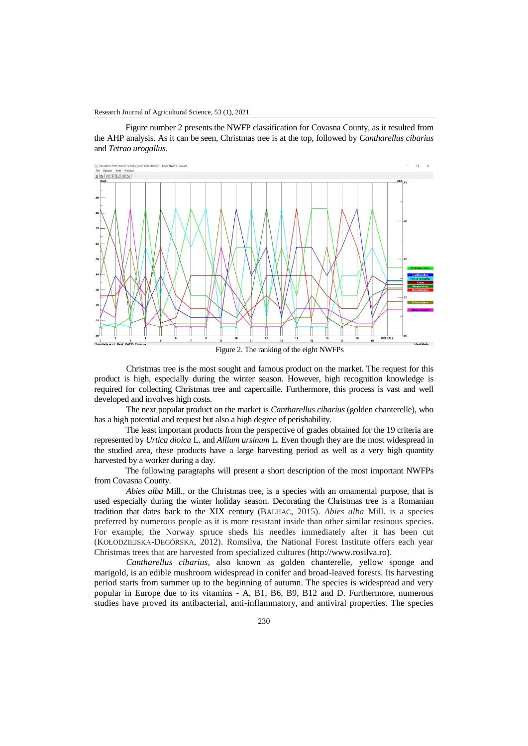Figure number 2 presents the NWFP classification for Covasna County, as it resulted from the AHP analysis. As it can be seen, Christmas tree is at the top, followed by *Cantharellus cibarius* and *Tetrao urogallus.*

Figure 2. The ranking of the eight NWFPs

Christmas tree is the most sought and famous product on the market. The request for this product is high, especially during the winter season. However, high recognition knowledge is required for collecting Christmas tree and capercaille. Furthermore, this process is vast and well developed and involves high costs.

The next popular product on the market is *Cantharellus cibarius* (golden chanterelle), who has a high potential and request but also a high degree of perishability.

The least important products from the perspective of grades obtained for the 19 criteria are represented by *Urtica dioica* L. and *Allium ursinum* L. Even though they are the most widespread in the studied area, these products have a large harvesting period as well as a very high quantity harvested by a worker during a day.

The following paragraphs will present a short description of the most important NWFPs from Covasna County.

*Abies alba* Mill., or the Christmas tree, is a species with an ornamental purpose, that is used especially during the winter holiday season. Decorating the Christmas tree is a Romanian tradition that dates back to the XIX century (BALHAC, 2015). *Abies alba* Mill. is a species preferred by numerous people as it is more resistant inside than other similar resinous species. For example, the Norway spruce sheds his needles immediately after it has been cut (KOŁODZIEJSKA-DEGÓRSKA, 2012). Romsilva, the National Forest Institute offers each year Christmas trees that are harvested from specialized cultures (http://www.rosilva.ro).

*Cantharellus cibarius*, also known as golden chanterelle, yellow sponge and marigold, is an edible mushroom widespread in conifer and broad-leaved forests. Its harvesting period starts from summer up to the beginning of autumn. The species is widespread and very popular in Europe due to its vitamins - A, B1, B6, B9, B12 and D. Furthermore, numerous studies have proved its antibacterial, anti-inflammatory, and antiviral properties. The species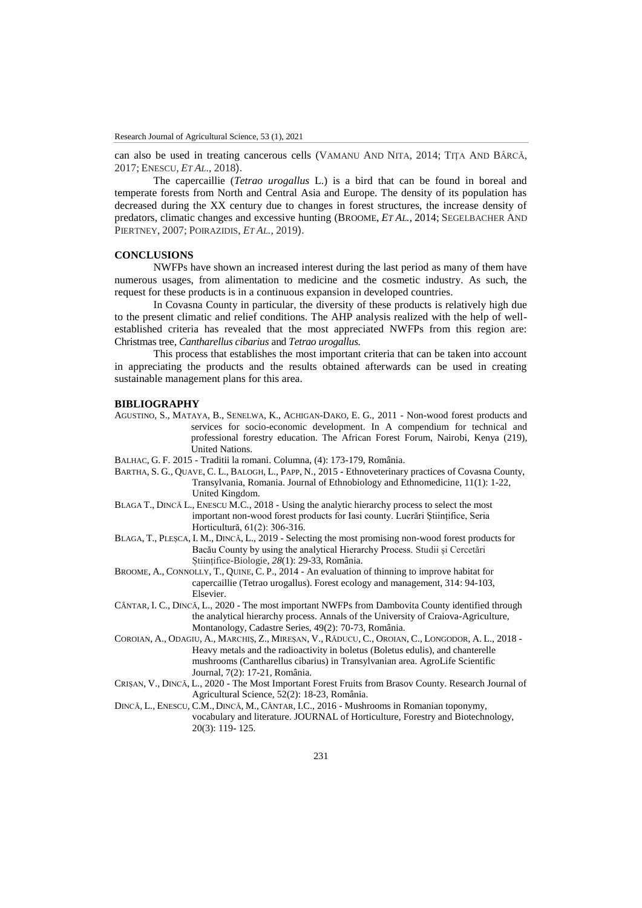can also be used in treating cancerous cells (VAMANU AND NITA, 2014; TIȚA AND BÂRCĂ, 2017; ENESCU, *ET AL*., 2018).

The capercaillie (*Tetrao urogallus* L.) is a bird that can be found in boreal and temperate forests from North and Central Asia and Europe. The density of its population has decreased during the XX century due to changes in forest structures, the increase density of predators, climatic changes and excessive hunting (BROOME, *ET AL.*, 2014; SEGELBACHER AND PIERTNEY, 2007; POIRAZIDIS, *ET AL.*, 2019).

## CONCLUSIONS

NWFPs have shown an increased interest during the last period as many of them have numerous usages, from alimentation to medicine and the cosmetic industry. As such, the request for these products is in a continuous expansion in developed countries.

In Covasna County in particular, the diversity of these products is relatively high due to the present climatic and relief conditions. The AHP analysis realized with the help of well-established criteria has revealed that the most appreciated NWFPs from this region are: Christmas tree, *Cantharellus cibarius* and *Tetrao urogallus.*

This process that establishes the most important criteria that can be taken into account in appreciating the products and the results obtained afterwards can be used in creating sustainable management plans for this area.

## BIBLIOGRAPHY

AGUSTINO, S., MATAYA, B., SENELWA, K., ACHIGAN-DAKO, E. G., 2011 - Non-wood forest products and services for socio-economic development. In A compendium for technical and professional forestry education. The African Forest Forum, Nairobi, Kenya (219), United Nations.

BALHAC, G. F. 2015 - Traditii la romani. Columna, (4): 173-179, România.

BARTHA, S. G., QUAVE, C. L., BALOGH, L., PAPP, N., 2015 - Ethnoveterinary practices of Covasna County, Transylvania, Romania. Journal of Ethnobiology and Ethnomedicine, 11(1): 1-22, United Kingdom.

BLAGA T., DINCĂ L., ENESCU M.C., 2018 - Using the analytic hierarchy process to select the most important non-wood forest products for Iasi county. Lucrări Științifice, Seria Horticultură, 61(2): 306-316.

BLAGA, T., PLEȘCA, I. M., DINCĂ, L., 2019 - Selecting the most promising non-wood forest products for Bacău County by using the analytical Hierarchy Process. Studii și Cercetări Științifice-Biologie, *28*(1): 29-33, România.

BROOME, A., CONNOLLY, T., QUINE, C. P., 2014 - An evaluation of thinning to improve habitat for capercaillie (Tetrao urogallus). Forest ecology and management, 314: 94-103, Elsevier.

CÂNTAR, I. C., DINCĂ, L., 2020 - The most important NWFPs from Dambovita County identified through the analytical hierarchy process. Annals of the University of Craiova-Agriculture, Montanology, Cadastre Series, 49(2): 70-73, România.

COROIAN, A., ODAGIU, A., MARCHIȘ, Z., MIREȘAN, V., RĂDUCU, C., OROIAN, C., LONGODOR, A. L., 2018 - Heavy metals and the radioactivity in boletus (Boletus edulis), and chanterelle mushrooms (Cantharellus cibarius) in Transylvanian area. AgroLife Scientific Journal, 7(2): 17-21, România.

CRIȘAN, V., DINCĂ, L., 2020 - The Most Important Forest Fruits from Brasov County. Research Journal of Agricultural Science, 52(2): 18-23, România.

DINCĂ, L., ENESCU, C.M., DINCĂ, M., CÂNTAR, I.C., 2016 - Mushrooms in Romanian toponymy, vocabulary and literature. JOURNAL of Horticulture, Forestry and Biotechnology, 20(3): 119- 125.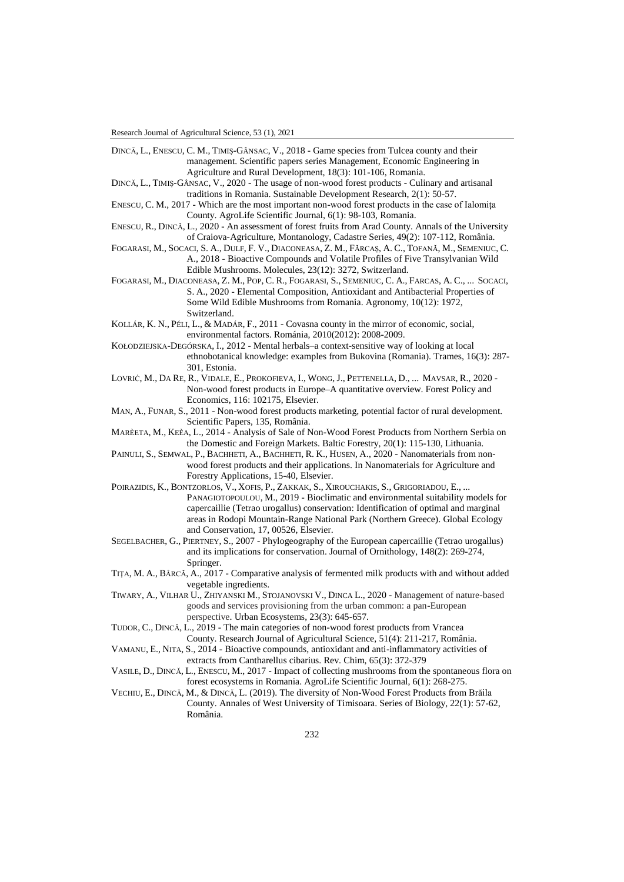DINCĂ, L., ENESCU, C. M., TIMIȘ-GÂNSAC, V., 2018 - Game species from Tulcea county and their management. Scientific papers series Management, Economic Engineering in Agriculture and Rural Development, 18(3): 101-106, Romania.

DINCĂ, L., TIMIȘ-GÂNSAC, V., 2020 - The usage of non-wood forest products - Culinary and artisanal traditions in Romania. Sustainable Development Research, 2(1): 50-57.

ENESCU, C. M., 2017 - Which are the most important non-wood forest products in the case of Ialomița County. AgroLife Scientific Journal, 6(1): 98-103, Romania.

ENESCU, R., DINCĂ, L., 2020 - An assessment of forest fruits from Arad County. Annals of the University of Craiova-Agriculture, Montanology, Cadastre Series, 49(2): 107-112, România.

FOGARASI, M., SOCACI, S. A., DULF, F. V., DIACONEASA, Z. M., FĂRCAȘ, A. C., TOFANĂ, M., SEMENIUC, C. A., 2018 - Bioactive Compounds and Volatile Profiles of Five Transylvanian Wild Edible Mushrooms. Molecules, 23(12): 3272, Switzerland.

FOGARASI, M., DIACONEASA, Z. M., POP, C. R., FOGARASI, S., SEMENIUC, C. A., FARCAS, A. C., ... SOCACI, S. A., 2020 - Elemental Composition, Antioxidant and Antibacterial Properties of Some Wild Edible Mushrooms from Romania. Agronomy, 10(12): 1972, Switzerland.

KOLLÁR, K. N., PÉLI, L., & MADÁR, F., 2011 - Covasna county in the mirror of economic, social, environmental factors. Románia, 2010(2012): 2008-2009.

KOŁODZIEJSKA-DEGÓRSKA, I., 2012 - Mental herbals–a context-sensitive way of looking at local ethnobotanical knowledge: examples from Bukovina (Romania). Trames, 16(3): 287-301, Estonia.

LOVRIĆ, M., DA RE, R., VIDALE, E., PROKOFIEVA, I., WONG, J., PETTENELLA, D., ... MAVSAR, R., 2020 - Non-wood forest products in Europe–A quantitative overview. Forest Policy and Economics, 116: 102175, Elsevier.

MAN, A., FUNAR, S., 2011 - Non-wood forest products marketing, potential factor of rural development. Scientific Papers, 135, România.

MARÈETA, M., KEÈA, L., 2014 - Analysis of Sale of Non-Wood Forest Products from Northern Serbia on the Domestic and Foreign Markets. Baltic Forestry, 20(1): 115-130, Lithuania.

PAINULI, S., SEMWAL, P., BACHHETI, A., BACHHETI, R. K., HUSEN, A., 2020 - Nanomaterials from non-wood forest products and their applications. In Nanomaterials for Agriculture and Forestry Applications, 15-40, Elsevier.

POIRAZIDIS, K., BONTZORLOS, V., XOFIS, P., ZAKKAK, S., XIROUCHAKIS, S., GRIGORIADOU, E., ... PANAGIOTOPOULOU, M., 2019 - Bioclimatic and environmental suitability models for capercaillie (Tetrao urogallus) conservation: Identification of optimal and marginal areas in Rodopi Mountain-Range National Park (Northern Greece). Global Ecology and Conservation, 17, 00526, Elsevier.

SEGELBACHER, G., PIERTNEY, S., 2007 - Phylogeography of the European capercaillie (Tetrao urogallus) and its implications for conservation. Journal of Ornithology, 148(2): 269-274, Springer.

TIȚA, M. A., BÂRCĂ, A., 2017 - Comparative analysis of fermented milk products with and without added vegetable ingredients.

TIWARY, A., VILHAR U., ZHIYANSKI M., STOJANOVSKI V., DINCA L., 2020 - Management of nature-based goods and services provisioning from the urban common: a pan-European perspective. Urban Ecosystems, 23(3): 645-657.

TUDOR, C., DINCĂ, L., 2019 - The main categories of non-wood forest products from Vrancea County. Research Journal of Agricultural Science, 51(4): 211-217, România.

VAMANU, E., NITA, S., 2014 - Bioactive compounds, antioxidant and anti-inflammatory activities of extracts from Cantharellus cibarius. Rev. Chim, 65(3): 372-379

VASILE, D., DINCĂ, L., ENESCU, M., 2017 - Impact of collecting mushrooms from the spontaneous flora on forest ecosystems in Romania. AgroLife Scientific Journal, 6(1): 268-275.

VECHIU, E., DINCĂ, M., & DINCĂ, L. (2019). The diversity of Non-Wood Forest Products from Brăila County. Annales of West University of Timisoara. Series of Biology, 22(1): 57-62, România.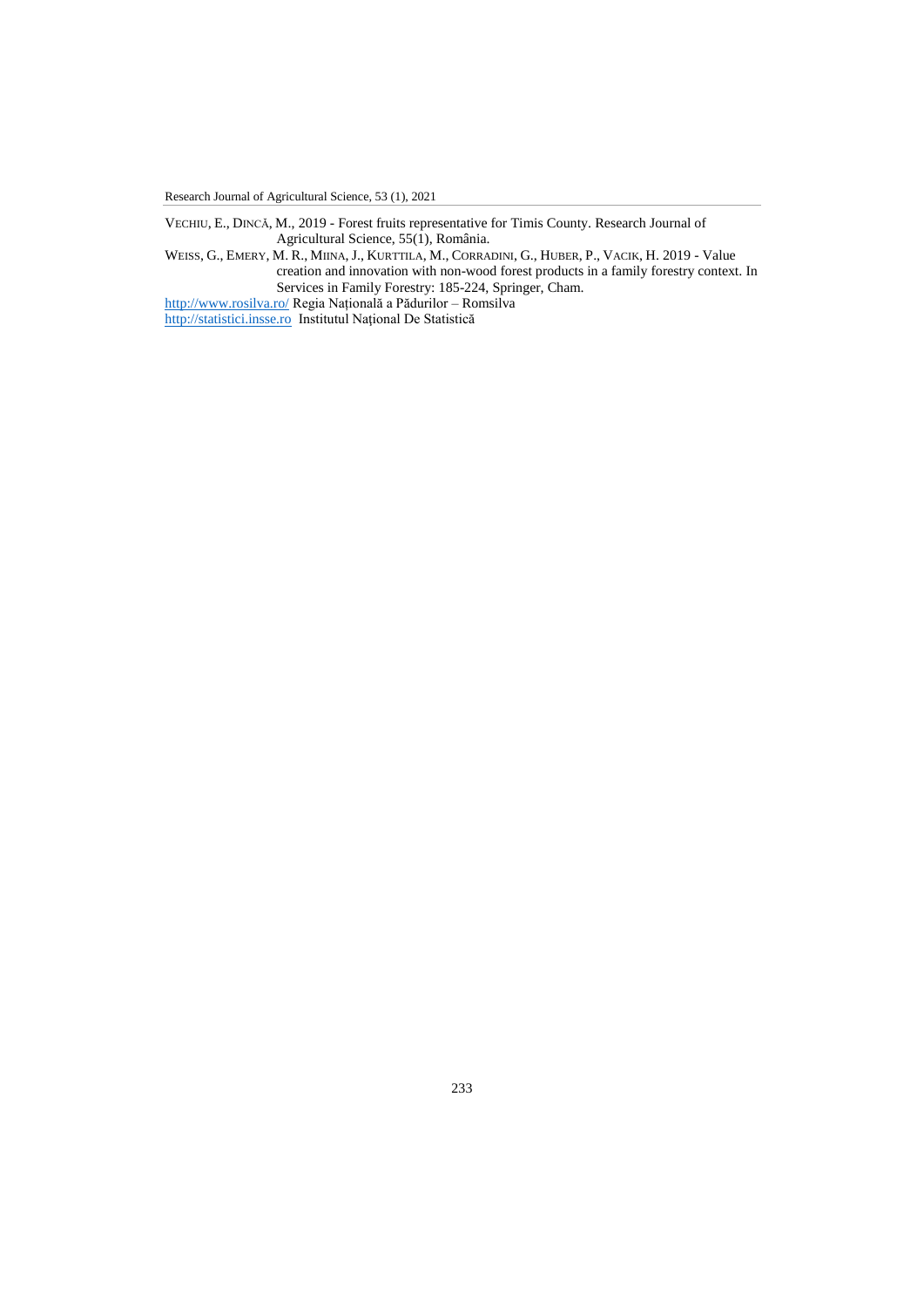VECHIU, E., DINCĂ, M., 2019 - Forest fruits representative for Timis County. Research Journal of Agricultural Science, 55(1), România.

WEISS, G., EMERY, M. R., MIINA, J., KURTTILA, M., CORRADINI, G., HUBER, P., VACIK, H. 2019 - Value creation and innovation with non-wood forest products in a family forestry context. In Services in Family Forestry: 185-224, Springer, Cham.

http://www.rosilva.ro/ Regia Națională a Pădurilor – Romsilva

http://statistici.insse.ro Institutul Național De Statistică